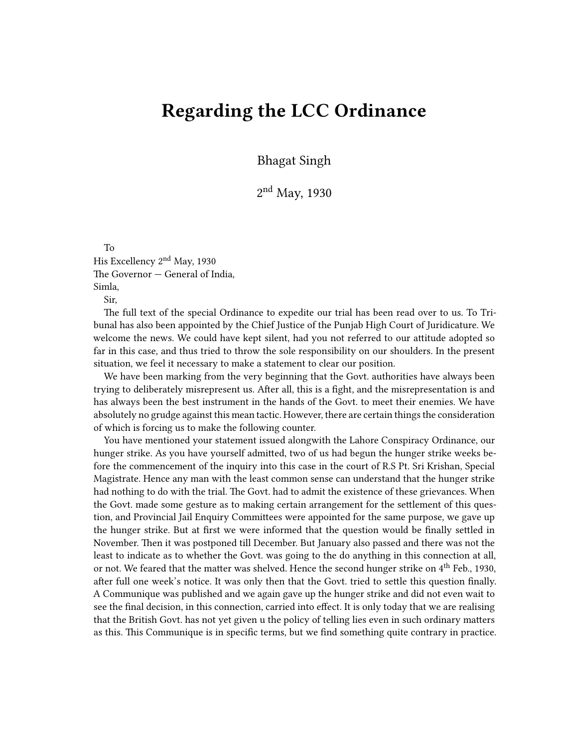# Regarding the LCC Ordinance

Bhagat Singh

2nd May, 1930

To
His Excellency 2nd May, 1930
The Governor — General of India,
Simla,
Sir,

The full text of the special Ordinance to expedite our trial has been read over to us. To Tribunal has also been appointed by the Chief Justice of the Punjab High Court of Juridicature. We welcome the news. We could have kept silent, had you not referred to our attitude adopted so far in this case, and thus tried to throw the sole responsibility on our shoulders. In the present situation, we feel it necessary to make a statement to clear our position.

We have been marking from the very beginning that the Govt. authorities have always been trying to deliberately misrepresent us. After all, this is a fight, and the misrepresentation is and has always been the best instrument in the hands of the Govt. to meet their enemies. We have absolutely no grudge against this mean tactic. However, there are certain things the consideration of which is forcing us to make the following counter.

You have mentioned your statement issued alongwith the Lahore Conspiracy Ordinance, our hunger strike. As you have yourself admitted, two of us had begun the hunger strike weeks before the commencement of the inquiry into this case in the court of R.S Pt. Sri Krishan, Special Magistrate. Hence any man with the least common sense can understand that the hunger strike had nothing to do with the trial. The Govt. had to admit the existence of these grievances. When the Govt. made some gesture as to making certain arrangement for the settlement of this question, and Provincial Jail Enquiry Committees were appointed for the same purpose, we gave up the hunger strike. But at first we were informed that the question would be finally settled in November. Then it was postponed till December. But January also passed and there was not the least to indicate as to whether the Govt. was going to the do anything in this connection at all, or not. We feared that the matter was shelved. Hence the second hunger strike on 4th Feb., 1930, after full one week's notice. It was only then that the Govt. tried to settle this question finally. A Communique was published and we again gave up the hunger strike and did not even wait to see the final decision, in this connection, carried into effect. It is only today that we are realising that the British Govt. has not yet given u the policy of telling lies even in such ordinary matters as this. This Communique is in specific terms, but we find something quite contrary in practice.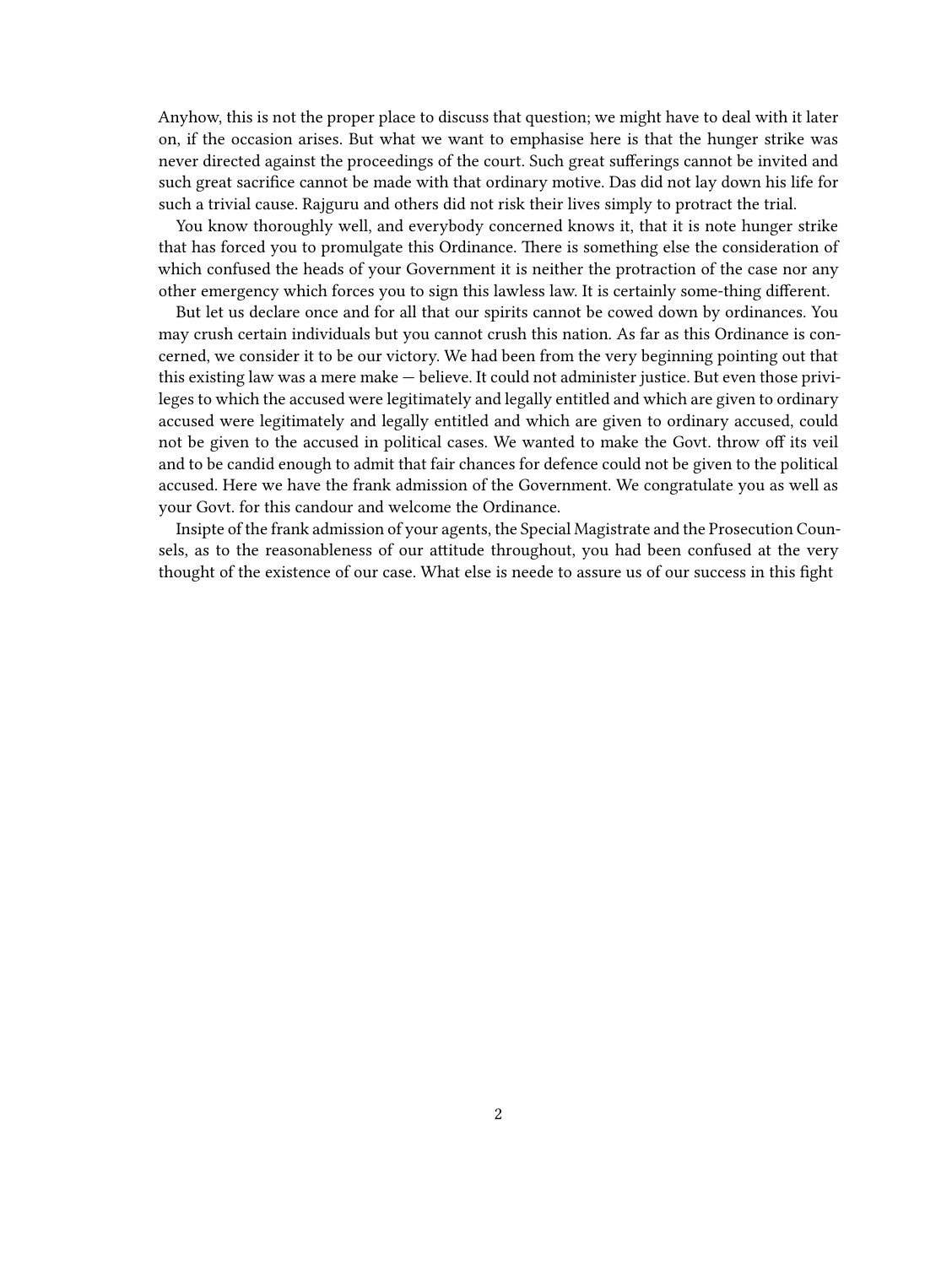Anyhow, this is not the proper place to discuss that question; we might have to deal with it later on, if the occasion arises. But what we want to emphasise here is that the hunger strike was never directed against the proceedings of the court. Such great sufferings cannot be invited and such great sacrifice cannot be made with that ordinary motive. Das did not lay down his life for such a trivial cause. Rajguru and others did not risk their lives simply to protract the trial.

You know thoroughly well, and everybody concerned knows it, that it is note hunger strike that has forced you to promulgate this Ordinance. There is something else the consideration of which confused the heads of your Government it is neither the protraction of the case nor any other emergency which forces you to sign this lawless law. It is certainly some-thing different.

But let us declare once and for all that our spirits cannot be cowed down by ordinances. You may crush certain individuals but you cannot crush this nation. As far as this Ordinance is concerned, we consider it to be our victory. We had been from the very beginning pointing out that this existing law was a mere make — believe. It could not administer justice. But even those privileges to which the accused were legitimately and legally entitled and which are given to ordinary accused were legitimately and legally entitled and which are given to ordinary accused, could not be given to the accused in political cases. We wanted to make the Govt. throw off its veil and to be candid enough to admit that fair chances for defence could not be given to the political accused. Here we have the frank admission of the Government. We congratulate you as well as your Govt. for this candour and welcome the Ordinance.

Insipte of the frank admission of your agents, the Special Magistrate and the Prosecution Counsels, as to the reasonableness of our attitude throughout, you had been confused at the very thought of the existence of our case. What else is neede to assure us of our success in this fight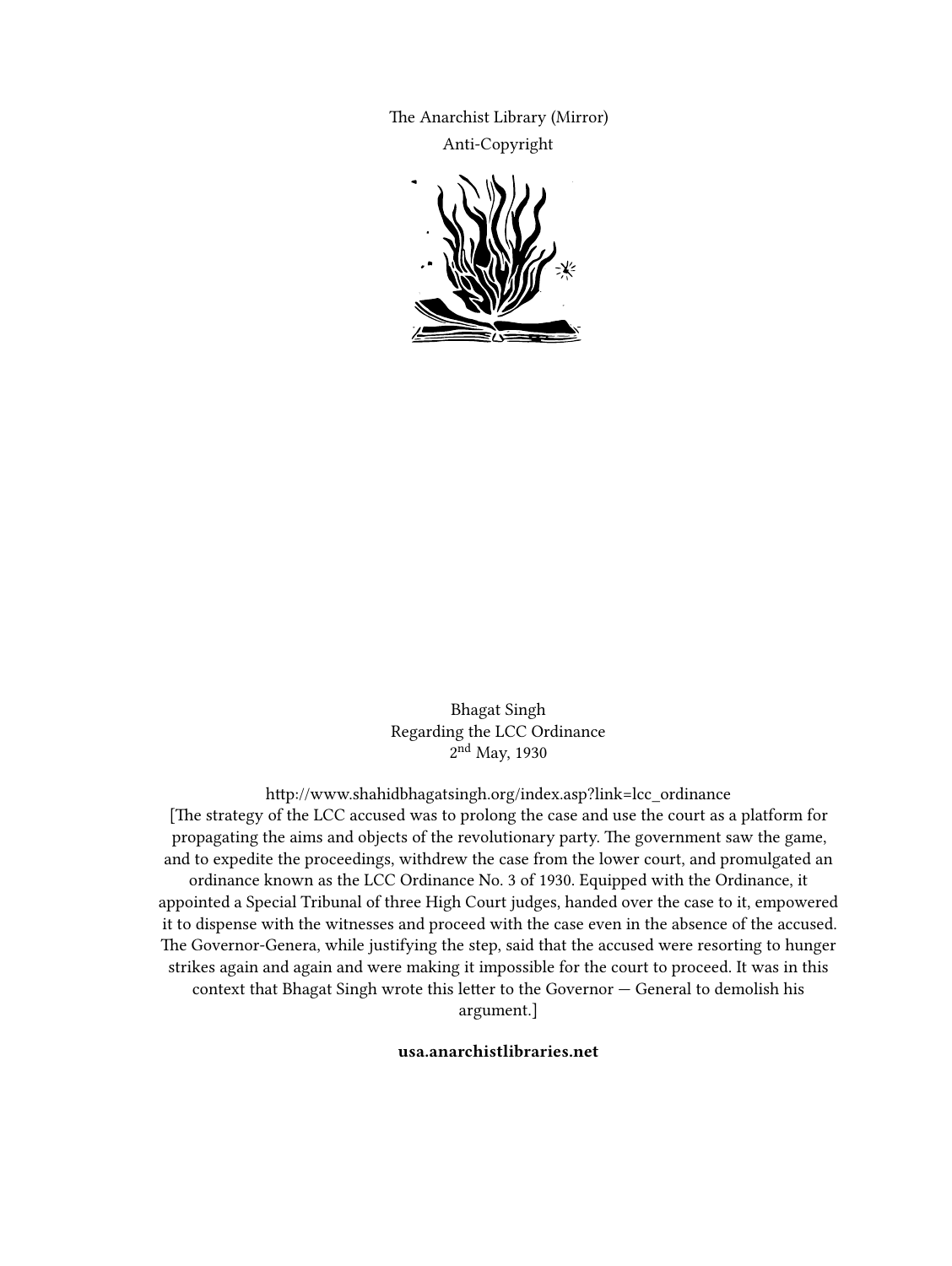The Anarchist Library (Mirror)
Anti-Copyright

Bhagat Singh
Regarding the LCC Ordinance
2nd May, 1930

http://www.shahidbhagatsingh.org/index.asp?link=lcc_ordinance
[The strategy of the LCC accused was to prolong the case and use the court as a platform for propagating the aims and objects of the revolutionary party. The government saw the game, and to expedite the proceedings, withdrew the case from the lower court, and promulgated an ordinance known as the LCC Ordinance No. 3 of 1930. Equipped with the Ordinance, it appointed a Special Tribunal of three High Court judges, handed over the case to it, empowered it to dispense with the witnesses and proceed with the case even in the absence of the accused. The Governor-Genera, while justifying the step, said that the accused were resorting to hunger strikes again and again and were making it impossible for the court to proceed. It was in this context that Bhagat Singh wrote this letter to the Governor — General to demolish his argument.]

**usa.anarchistlibraries.net**